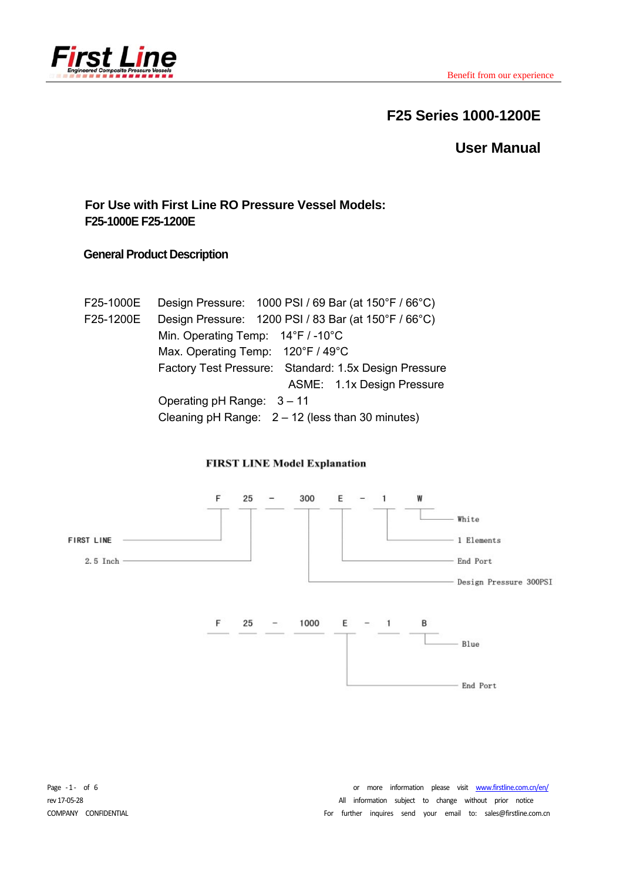# F25 Series 1000-1200E

# User Manual

### For Use with First Line RO Pressure Vessel Models:
### F25-1000E F25-1200E

### General Product Description

F25-1000E Design Pressure: 1000 PSI / 69 Bar (at 150°F / 66°C)

F25-1200E Design Pressure: 1200 PSI / 83 Bar (at 150°F / 66°C)

Min. Operating Temp: 14°F / -10°C

Max. Operating Temp: 120°F / 49°C

Factory Test Pressure: Standard: 1.5x Design Pressure

ASME: 1.1x Design Pressure

Operating pH Range: 3 – 11

Cleaning pH Range: 2 – 12 (less than 30 minutes)

**FIRST LINE Model Explanation**

F 25 – 300 E – 1 W

- F: FIRST LINE
- 25: 2.5 Inch
- 300: Design Pressure 300PSI
- E: End Port
- 1: 1 Elements
- W: White

F 25 – 1000 E – 1 B

- E: End Port
- B: Blue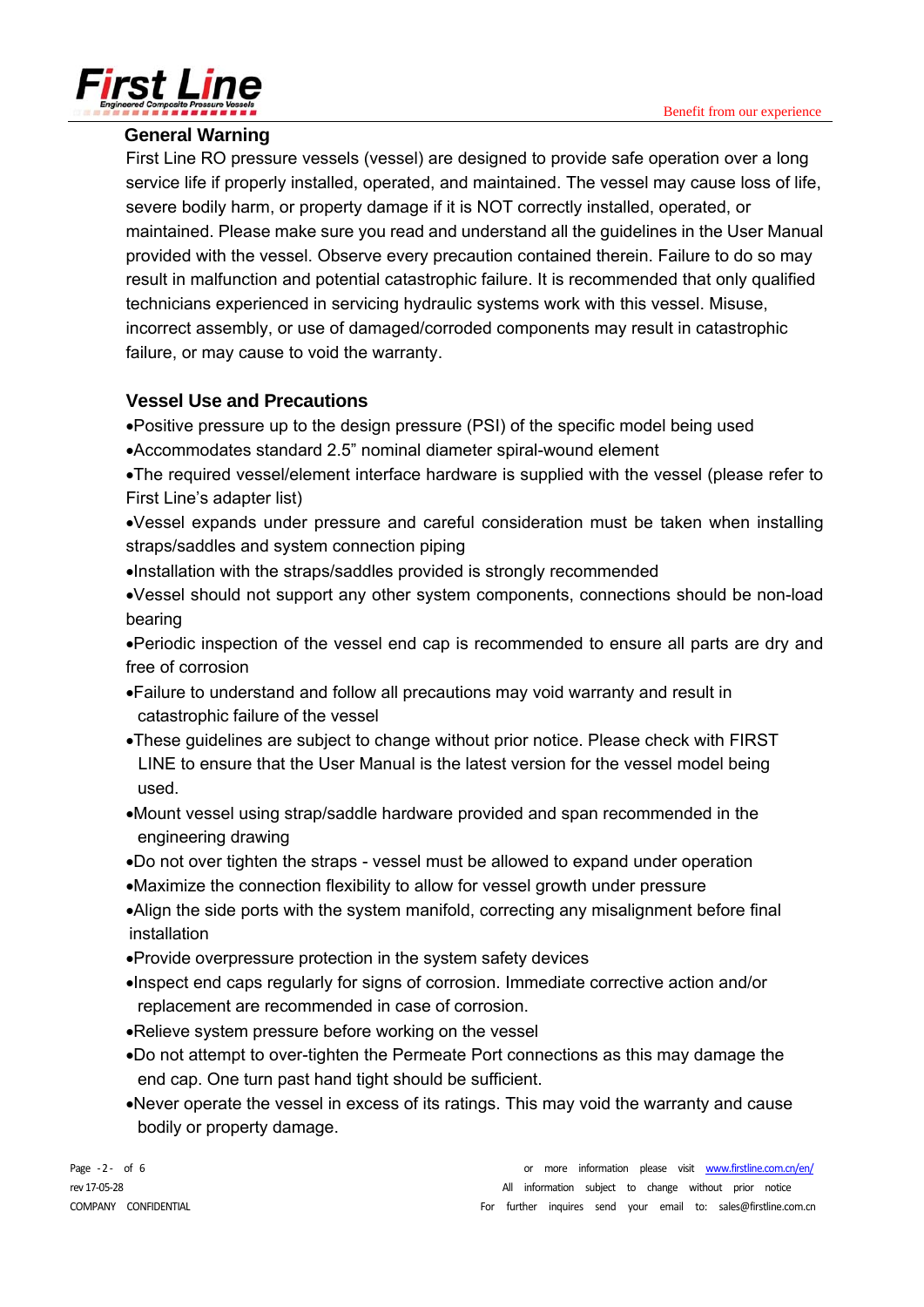## General Warning

First Line RO pressure vessels (vessel) are designed to provide safe operation over a long service life if properly installed, operated, and maintained. The vessel may cause loss of life, severe bodily harm, or property damage if it is NOT correctly installed, operated, or maintained. Please make sure you read and understand all the guidelines in the User Manual provided with the vessel. Observe every precaution contained therein. Failure to do so may result in malfunction and potential catastrophic failure. It is recommended that only qualified technicians experienced in servicing hydraulic systems work with this vessel. Misuse, incorrect assembly, or use of damaged/corroded components may result in catastrophic failure, or may cause to void the warranty.

## Vessel Use and Precautions

- Positive pressure up to the design pressure (PSI) of the specific model being used
- Accommodates standard 2.5" nominal diameter spiral-wound element
- The required vessel/element interface hardware is supplied with the vessel (please refer to First Line's adapter list)
- Vessel expands under pressure and careful consideration must be taken when installing straps/saddles and system connection piping
- Installation with the straps/saddles provided is strongly recommended
- Vessel should not support any other system components, connections should be non-load bearing
- Periodic inspection of the vessel end cap is recommended to ensure all parts are dry and free of corrosion
- Failure to understand and follow all precautions may void warranty and result in catastrophic failure of the vessel
- These guidelines are subject to change without prior notice. Please check with FIRST LINE to ensure that the User Manual is the latest version for the vessel model being used.
- Mount vessel using strap/saddle hardware provided and span recommended in the engineering drawing
- Do not over tighten the straps - vessel must be allowed to expand under operation
- Maximize the connection flexibility to allow for vessel growth under pressure
- Align the side ports with the system manifold, correcting any misalignment before final installation
- Provide overpressure protection in the system safety devices
- Inspect end caps regularly for signs of corrosion. Immediate corrective action and/or replacement are recommended in case of corrosion.
- Relieve system pressure before working on the vessel
- Do not attempt to over-tighten the Permeate Port connections as this may damage the end cap. One turn past hand tight should be sufficient.
- Never operate the vessel in excess of its ratings. This may void the warranty and cause bodily or property damage.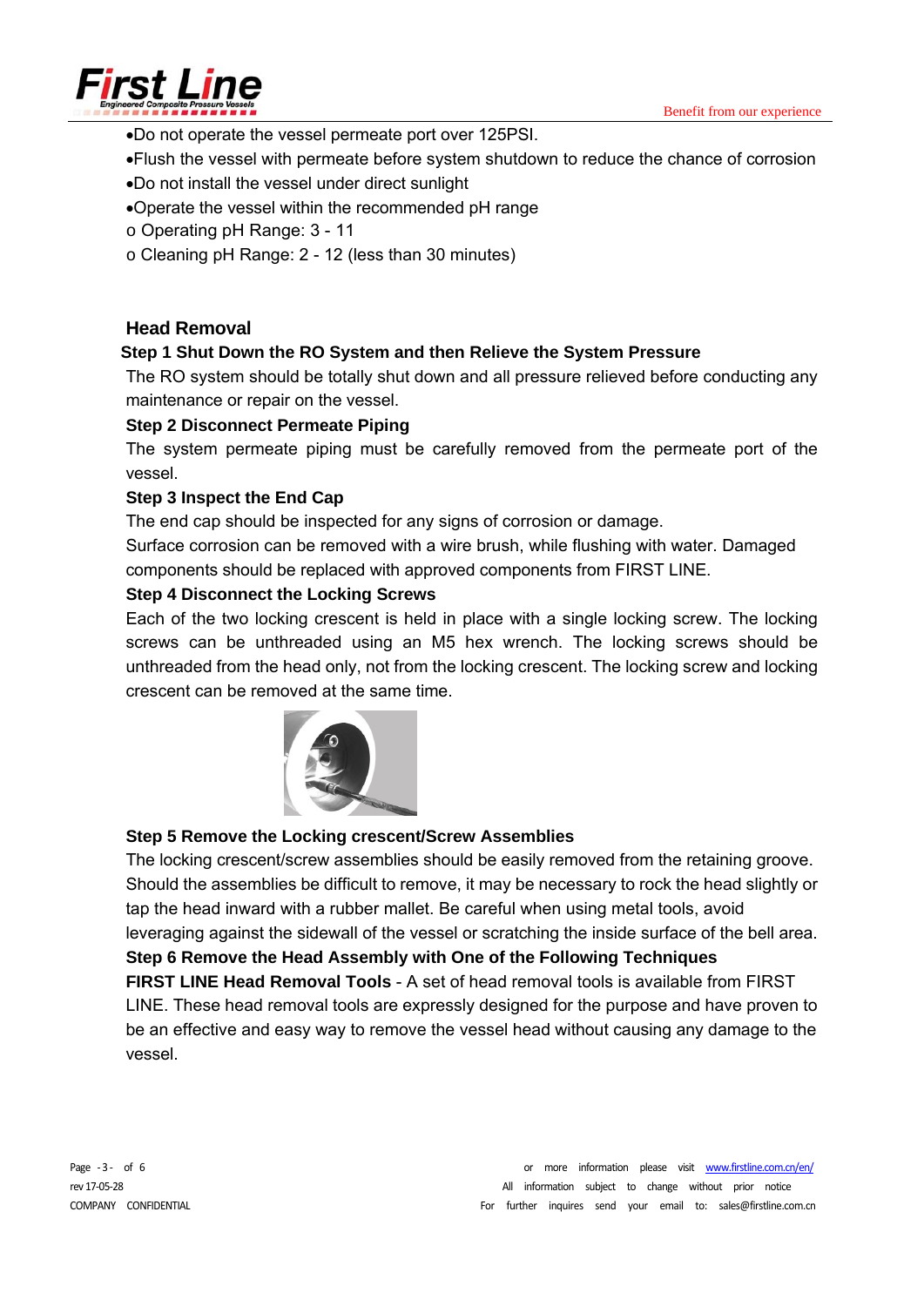- Do not operate the vessel permeate port over 125PSI.
- Flush the vessel with permeate before system shutdown to reduce the chance of corrosion
- Do not install the vessel under direct sunlight
- Operate the vessel within the recommended pH range
  - o Operating pH Range: 3 - 11
  - o Cleaning pH Range: 2 - 12 (less than 30 minutes)

## Head Removal

**Step 1 Shut Down the RO System and then Relieve the System Pressure**

The RO system should be totally shut down and all pressure relieved before conducting any maintenance or repair on the vessel.

**Step 2 Disconnect Permeate Piping**

The system permeate piping must be carefully removed from the permeate port of the vessel.

**Step 3 Inspect the End Cap**

The end cap should be inspected for any signs of corrosion or damage.

Surface corrosion can be removed with a wire brush, while flushing with water. Damaged components should be replaced with approved components from FIRST LINE.

**Step 4 Disconnect the Locking Screws**

Each of the two locking crescent is held in place with a single locking screw. The locking screws can be unthreaded using an M5 hex wrench. The locking screws should be unthreaded from the head only, not from the locking crescent. The locking screw and locking crescent can be removed at the same time.

**Step 5 Remove the Locking crescent/Screw Assemblies**

The locking crescent/screw assemblies should be easily removed from the retaining groove. Should the assemblies be difficult to remove, it may be necessary to rock the head slightly or tap the head inward with a rubber mallet. Be careful when using metal tools, avoid leveraging against the sidewall of the vessel or scratching the inside surface of the bell area.

**Step 6 Remove the Head Assembly with One of the Following Techniques**

**FIRST LINE Head Removal Tools** - A set of head removal tools is available from FIRST LINE. These head removal tools are expressly designed for the purpose and have proven to be an effective and easy way to remove the vessel head without causing any damage to the vessel.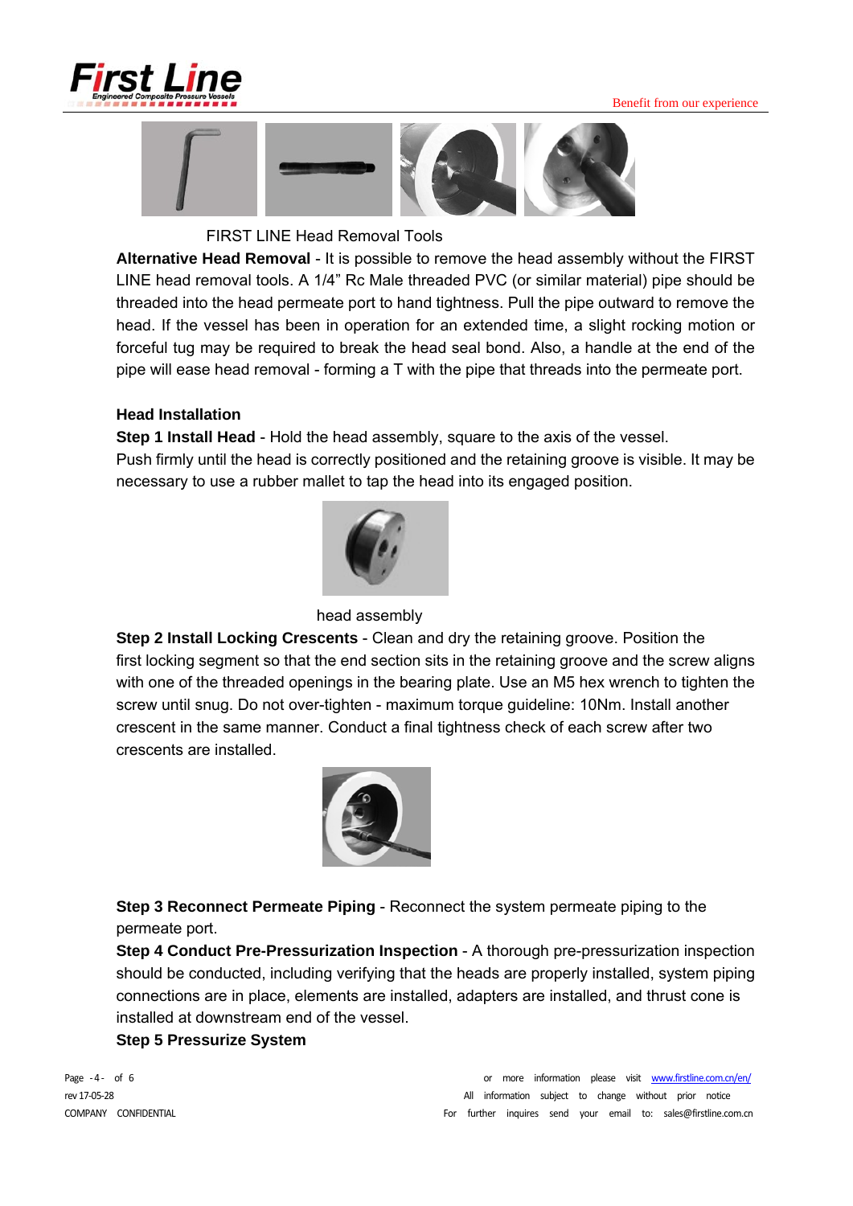FIRST LINE Head Removal Tools

**Alternative Head Removal** - It is possible to remove the head assembly without the FIRST LINE head removal tools. A 1/4" Rc Male threaded PVC (or similar material) pipe should be threaded into the head permeate port to hand tightness. Pull the pipe outward to remove the head. If the vessel has been in operation for an extended time, a slight rocking motion or forceful tug may be required to break the head seal bond. Also, a handle at the end of the pipe will ease head removal - forming a T with the pipe that threads into the permeate port.

**Head Installation**

**Step 1 Install Head** - Hold the head assembly, square to the axis of the vessel. Push firmly until the head is correctly positioned and the retaining groove is visible. It may be necessary to use a rubber mallet to tap the head into its engaged position.

head assembly

**Step 2 Install Locking Crescents** - Clean and dry the retaining groove. Position the first locking segment so that the end section sits in the retaining groove and the screw aligns with one of the threaded openings in the bearing plate. Use an M5 hex wrench to tighten the screw until snug. Do not over-tighten - maximum torque guideline: 10Nm. Install another crescent in the same manner. Conduct a final tightness check of each screw after two crescents are installed.

**Step 3 Reconnect Permeate Piping** - Reconnect the system permeate piping to the permeate port.

**Step 4 Conduct Pre-Pressurization Inspection** - A thorough pre-pressurization inspection should be conducted, including verifying that the heads are properly installed, system piping connections are in place, elements are installed, adapters are installed, and thrust cone is installed at downstream end of the vessel.

**Step 5 Pressurize System**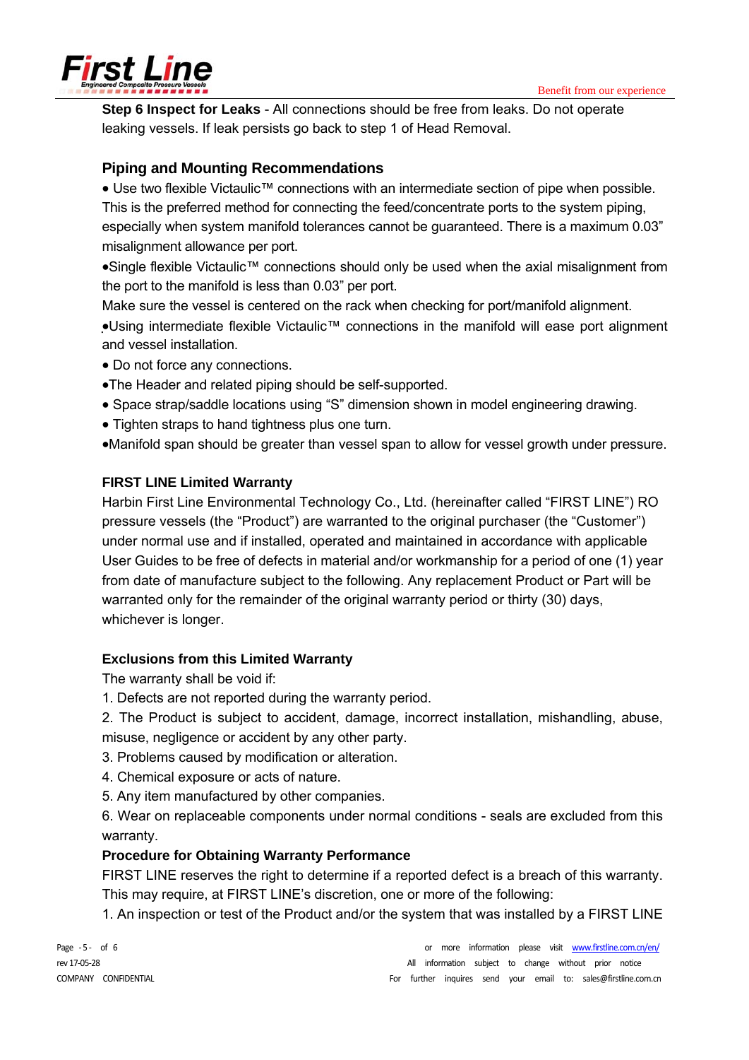**Step 6 Inspect for Leaks** - All connections should be free from leaks. Do not operate leaking vessels. If leak persists go back to step 1 of Head Removal.

## Piping and Mounting Recommendations

- Use two flexible Victaulic™ connections with an intermediate section of pipe when possible. This is the preferred method for connecting the feed/concentrate ports to the system piping, especially when system manifold tolerances cannot be guaranteed. There is a maximum 0.03" misalignment allowance per port.
- Single flexible Victaulic™ connections should only be used when the axial misalignment from the port to the manifold is less than 0.03" per port.

Make sure the vessel is centered on the rack when checking for port/manifold alignment.

- Using intermediate flexible Victaulic™ connections in the manifold will ease port alignment and vessel installation.
- Do not force any connections.
- The Header and related piping should be self-supported.
- Space strap/saddle locations using "S" dimension shown in model engineering drawing.
- Tighten straps to hand tightness plus one turn.
- Manifold span should be greater than vessel span to allow for vessel growth under pressure.

### FIRST LINE Limited Warranty

Harbin First Line Environmental Technology Co., Ltd. (hereinafter called "FIRST LINE") RO pressure vessels (the "Product") are warranted to the original purchaser (the "Customer") under normal use and if installed, operated and maintained in accordance with applicable User Guides to be free of defects in material and/or workmanship for a period of one (1) year from date of manufacture subject to the following. Any replacement Product or Part will be warranted only for the remainder of the original warranty period or thirty (30) days, whichever is longer.

### Exclusions from this Limited Warranty

The warranty shall be void if:

1. Defects are not reported during the warranty period.
2. The Product is subject to accident, damage, incorrect installation, mishandling, abuse, misuse, negligence or accident by any other party.
3. Problems caused by modification or alteration.
4. Chemical exposure or acts of nature.
5. Any item manufactured by other companies.
6. Wear on replaceable components under normal conditions - seals are excluded from this warranty.

### Procedure for Obtaining Warranty Performance

FIRST LINE reserves the right to determine if a reported defect is a breach of this warranty. This may require, at FIRST LINE's discretion, one or more of the following:

1. An inspection or test of the Product and/or the system that was installed by a FIRST LINE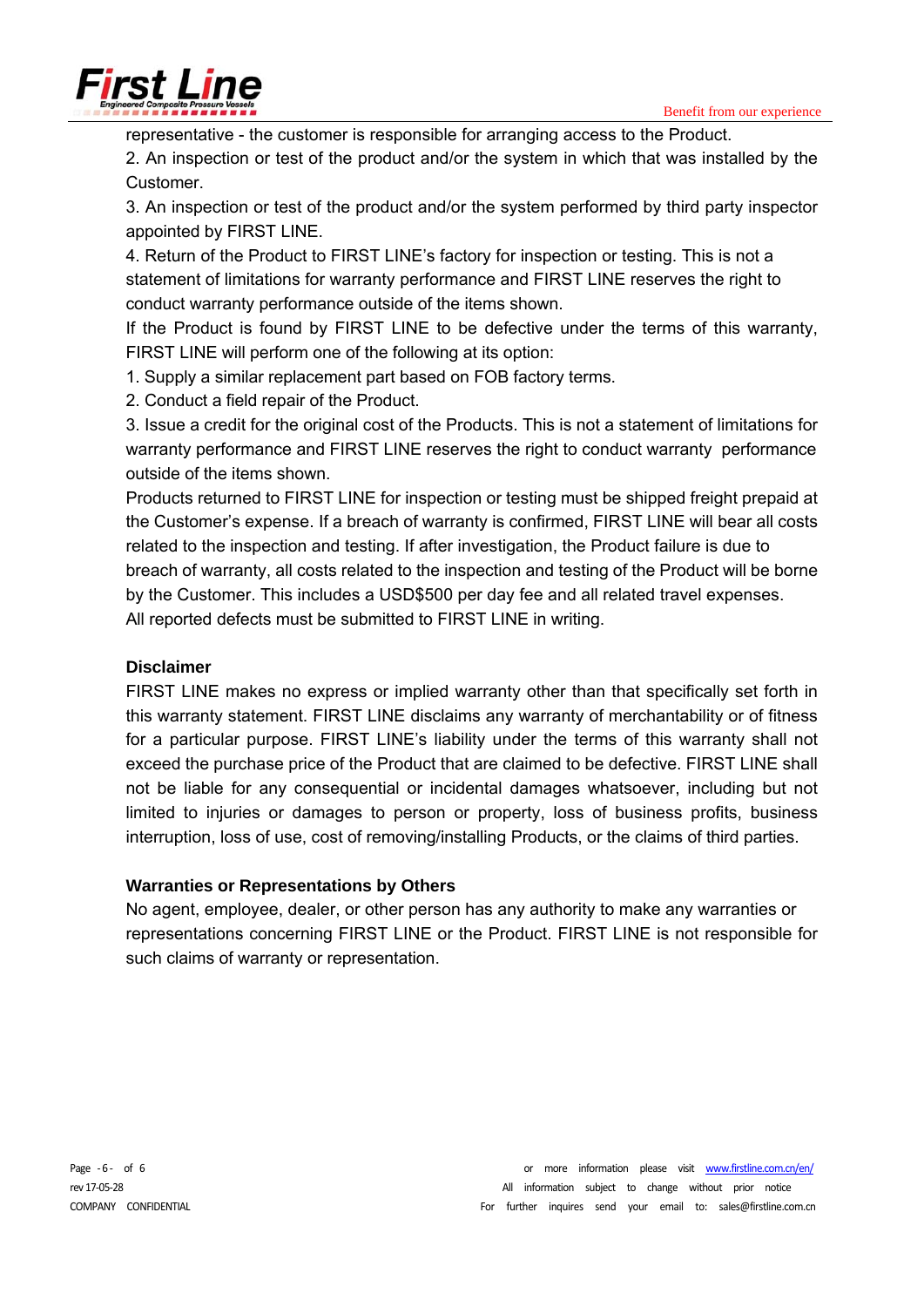representative - the customer is responsible for arranging access to the Product.

2. An inspection or test of the product and/or the system in which that was installed by the Customer.

3. An inspection or test of the product and/or the system performed by third party inspector appointed by FIRST LINE.

4. Return of the Product to FIRST LINE's factory for inspection or testing. This is not a statement of limitations for warranty performance and FIRST LINE reserves the right to conduct warranty performance outside of the items shown.

If the Product is found by FIRST LINE to be defective under the terms of this warranty, FIRST LINE will perform one of the following at its option:

1. Supply a similar replacement part based on FOB factory terms.
2. Conduct a field repair of the Product.
3. Issue a credit for the original cost of the Products. This is not a statement of limitations for warranty performance and FIRST LINE reserves the right to conduct warranty performance outside of the items shown.

Products returned to FIRST LINE for inspection or testing must be shipped freight prepaid at the Customer's expense. If a breach of warranty is confirmed, FIRST LINE will bear all costs related to the inspection and testing. If after investigation, the Product failure is due to breach of warranty, all costs related to the inspection and testing of the Product will be borne by the Customer. This includes a USD$500 per day fee and all related travel expenses.

All reported defects must be submitted to FIRST LINE in writing.

### Disclaimer

FIRST LINE makes no express or implied warranty other than that specifically set forth in this warranty statement. FIRST LINE disclaims any warranty of merchantability or of fitness for a particular purpose. FIRST LINE's liability under the terms of this warranty shall not exceed the purchase price of the Product that are claimed to be defective. FIRST LINE shall not be liable for any consequential or incidental damages whatsoever, including but not limited to injuries or damages to person or property, loss of business profits, business interruption, loss of use, cost of removing/installing Products, or the claims of third parties.

### Warranties or Representations by Others

No agent, employee, dealer, or other person has any authority to make any warranties or representations concerning FIRST LINE or the Product. FIRST LINE is not responsible for such claims of warranty or representation.